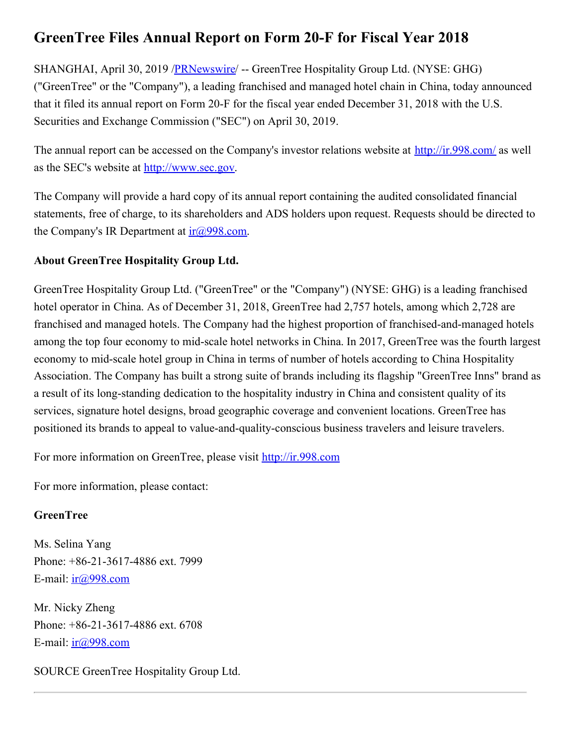# GreenTree Files Annual Report on Form 20-F for Fiscal Year 2018

SHANGHAI, April 30, 2019 /PRNewswire/ -- GreenTree Hospitality Group Ltd. (NYSE: GHG) ("GreenTree" or the "Company"), a leading franchised and managed hotel chain in China, today announced that it filed its annual report on Form 20-F for the fiscal year ended December 31, 2018 with the U.S. Securities and Exchange Commission ("SEC") on April 30, 2019.

The annual report can be accessed on the Company's investor relations website at http://ir.998.com/ as well as the SEC's website at http://www.sec.gov.

The Company will provide a hard copy of its annual report containing the audited consolidated financial statements, free of charge, to its shareholders and ADS holders upon request. Requests should be directed to the Company's IR Department at ir@998.com.

**About GreenTree Hospitality Group Ltd.**

GreenTree Hospitality Group Ltd. ("GreenTree" or the "Company") (NYSE: GHG) is a leading franchised hotel operator in China. As of December 31, 2018, GreenTree had 2,757 hotels, among which 2,728 are franchised and managed hotels. The Company had the highest proportion of franchised-and-managed hotels among the top four economy to mid-scale hotel networks in China. In 2017, GreenTree was the fourth largest economy to mid-scale hotel group in China in terms of number of hotels according to China Hospitality Association. The Company has built a strong suite of brands including its flagship "GreenTree Inns" brand as a result of its long-standing dedication to the hospitality industry in China and consistent quality of its services, signature hotel designs, broad geographic coverage and convenient locations. GreenTree has positioned its brands to appeal to value-and-quality-conscious business travelers and leisure travelers.

For more information on GreenTree, please visit http://ir.998.com

For more information, please contact:

**GreenTree**

Ms. Selina Yang
Phone: +86-21-3617-4886 ext. 7999
E-mail: ir@998.com

Mr. Nicky Zheng
Phone: +86-21-3617-4886 ext. 6708
E-mail: ir@998.com

SOURCE GreenTree Hospitality Group Ltd.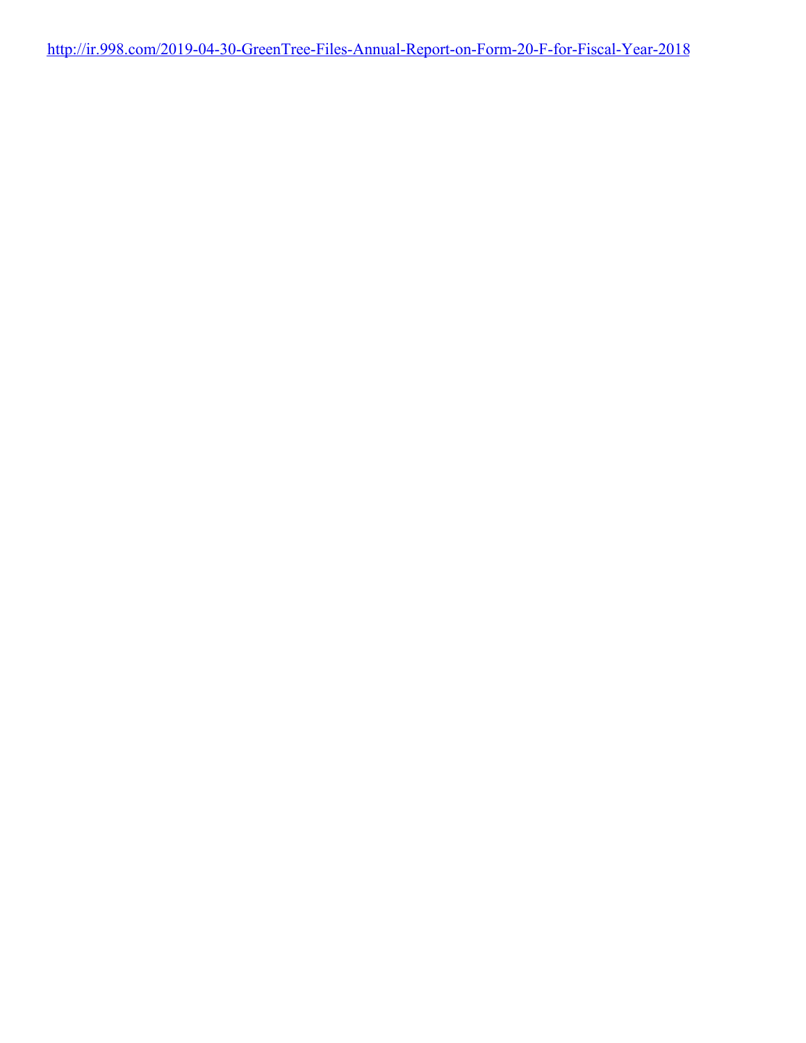http://ir.998.com/2019-04-30-GreenTree-Files-Annual-Report-on-Form-20-F-for-Fiscal-Year-2018